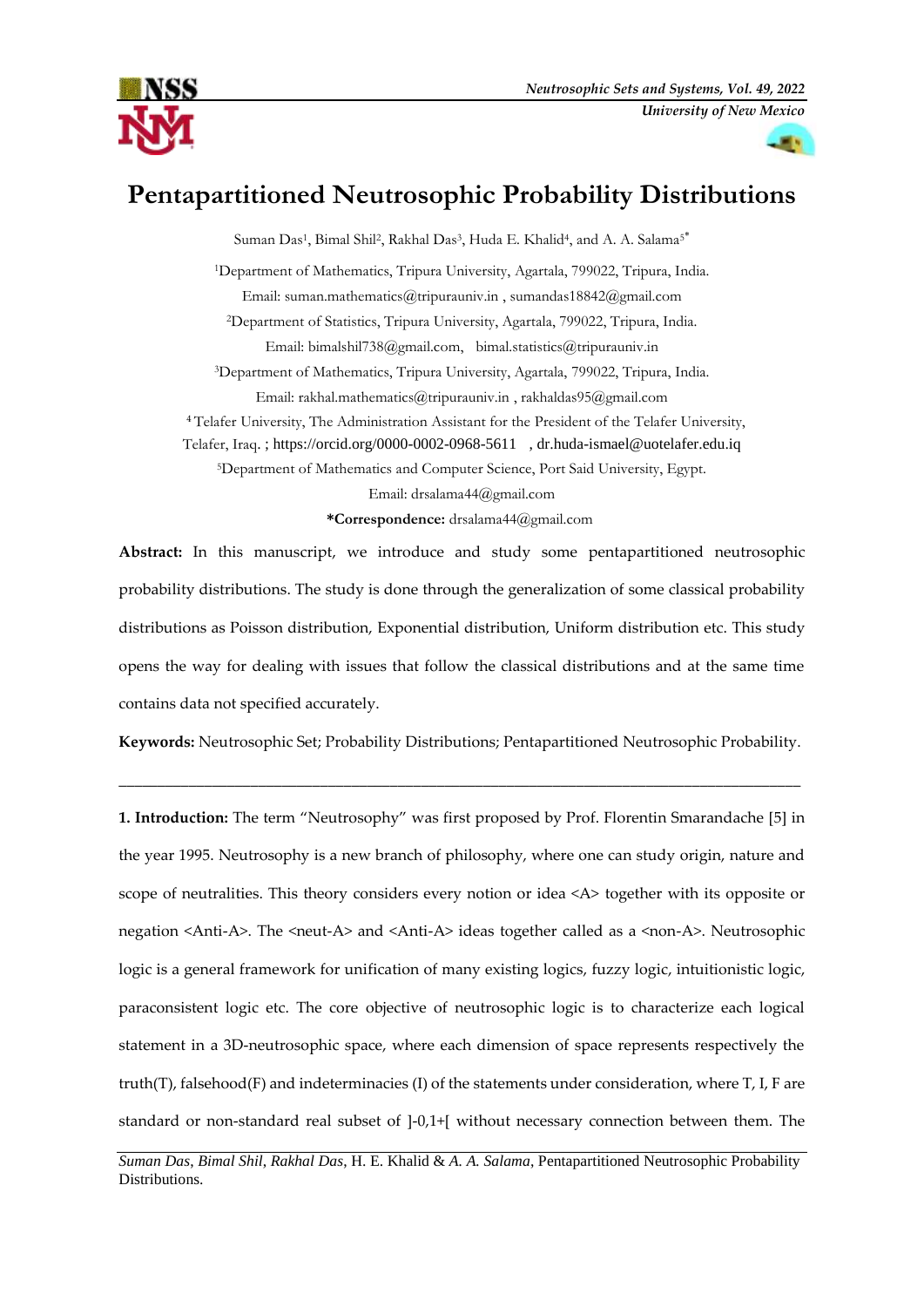# Pentapartitioned Neutrosophic Probability Distributions

Suman Das[1], Bimal Shil[2], Rakhal Das[3], Huda E. Khalid[4], and A. A. Salama[5*]

[1]Department of Mathematics, Tripura University, Agartala, 799022, Tripura, India.
Email: suman.mathematics@tripurauniv.in , sumandas18842@gmail.com

[2]Department of Statistics, Tripura University, Agartala, 799022, Tripura, India.
Email: bimalshil738@gmail.com, bimal.statistics@tripurauniv.in

[3]Department of Mathematics, Tripura University, Agartala, 799022, Tripura, India.
Email: rakhal.mathematics@tripurauniv.in , rakhaldas95@gmail.com

[4] Telafer University, The Administration Assistant for the President of the Telafer University, Telafer, Iraq. ; https://orcid.org/0000-0002-0968-5611 , dr.huda-ismael@uotelafer.edu.iq

[5]Department of Mathematics and Computer Science, Port Said University, Egypt.
Email: drsalama44@gmail.com

**\*Correspondence:** drsalama44@gmail.com

**Abstract:** In this manuscript, we introduce and study some pentapartitioned neutrosophic probability distributions. The study is done through the generalization of some classical probability distributions as Poisson distribution, Exponential distribution, Uniform distribution etc. This study opens the way for dealing with issues that follow the classical distributions and at the same time contains data not specified accurately.

**Keywords:** Neutrosophic Set; Probability Distributions; Pentapartitioned Neutrosophic Probability.

---

**1. Introduction:** The term "Neutrosophy" was first proposed by Prof. Florentin Smarandache [5] in the year 1995. Neutrosophy is a new branch of philosophy, where one can study origin, nature and scope of neutralities. This theory considers every notion or idea <A> together with its opposite or negation <Anti-A>. The <neut-A> and <Anti-A> ideas together called as a <non-A>. Neutrosophic logic is a general framework for unification of many existing logics, fuzzy logic, intuitionistic logic, paraconsistent logic etc. The core objective of neutrosophic logic is to characterize each logical statement in a 3D-neutrosophic space, where each dimension of space represents respectively the truth(T), falsehood(F) and indeterminacies (I) of the statements under consideration, where T, I, F are standard or non-standard real subset of ]-0,1+[ without necessary connection between them. The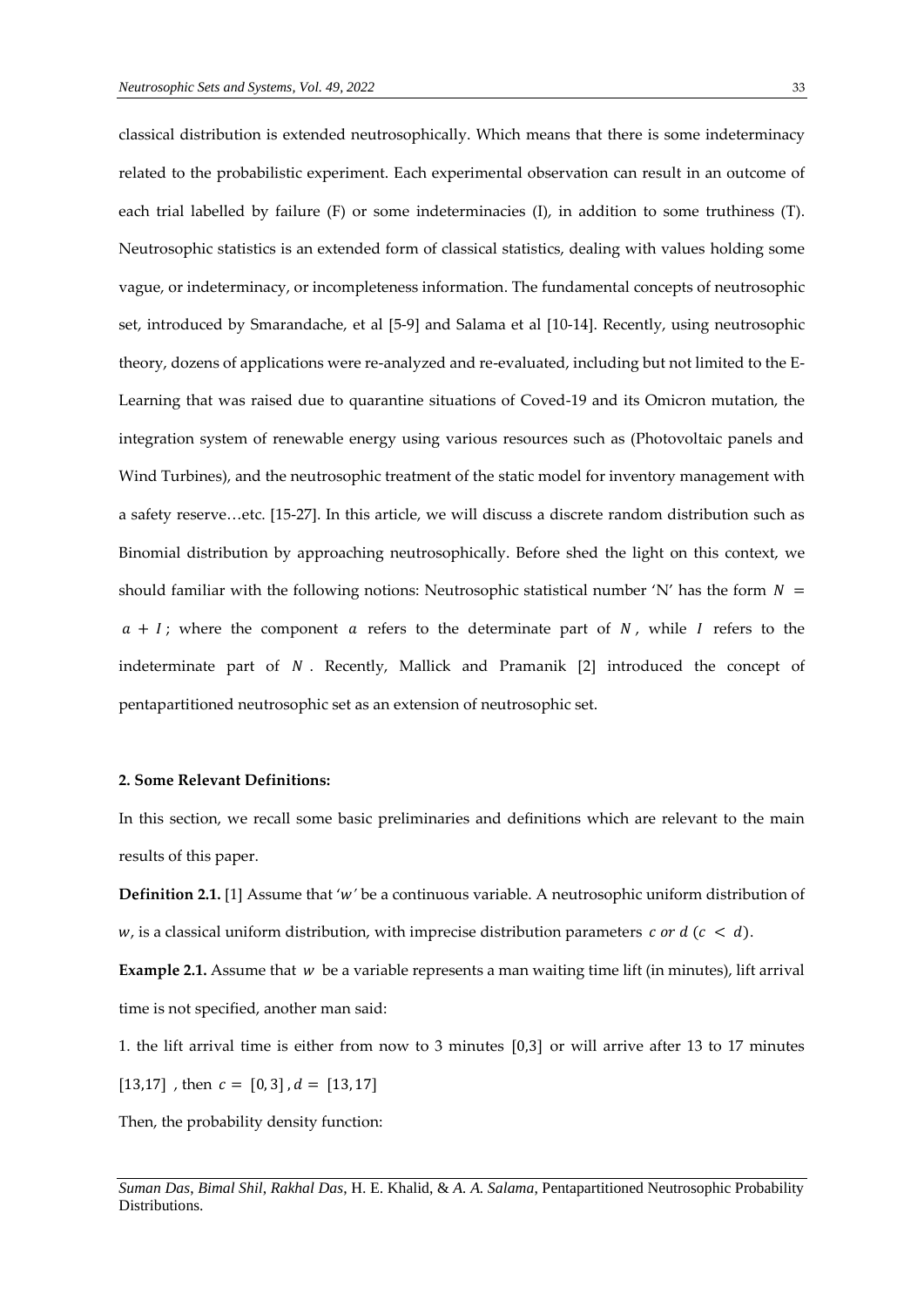classical distribution is extended neutrosophically. Which means that there is some indeterminacy related to the probabilistic experiment. Each experimental observation can result in an outcome of each trial labelled by failure (F) or some indeterminacies (I), in addition to some truthiness (T). Neutrosophic statistics is an extended form of classical statistics, dealing with values holding some vague, or indeterminacy, or incompleteness information. The fundamental concepts of neutrosophic set, introduced by Smarandache, et al [5-9] and Salama et al [10-14]. Recently, using neutrosophic theory, dozens of applications were re-analyzed and re-evaluated, including but not limited to the E-Learning that was raised due to quarantine situations of Coved-19 and its Omicron mutation, the integration system of renewable energy using various resources such as (Photovoltaic panels and Wind Turbines), and the neutrosophic treatment of the static model for inventory management with a safety reserve…etc. [15-27]. In this article, we will discuss a discrete random distribution such as Binomial distribution by approaching neutrosophically. Before shed the light on this context, we should familiar with the following notions: Neutrosophic statistical number 'N' has the form $N = a + I$; where the component $a$ refers to the determinate part of $N$, while $I$ refers to the indeterminate part of $N$. Recently, Mallick and Pramanik [2] introduced the concept of pentapartitioned neutrosophic set as an extension of neutrosophic set.

## 2. Some Relevant Definitions:

In this section, we recall some basic preliminaries and definitions which are relevant to the main results of this paper.

**Definition 2.1.** [1] Assume that '$w$' be a continuous variable. A neutrosophic uniform distribution of $w$, is a classical uniform distribution, with imprecise distribution parameters $c$ *or* $d$ $(c < d)$.

**Example 2.1.** Assume that $w$ be a variable represents a man waiting time lift (in minutes), lift arrival time is not specified, another man said:

1. the lift arrival time is either from now to 3 minutes [0,3] or will arrive after 13 to 17 minutes [13,17] , then $c = [0,3]$, $d = [13,17]$

Then, the probability density function: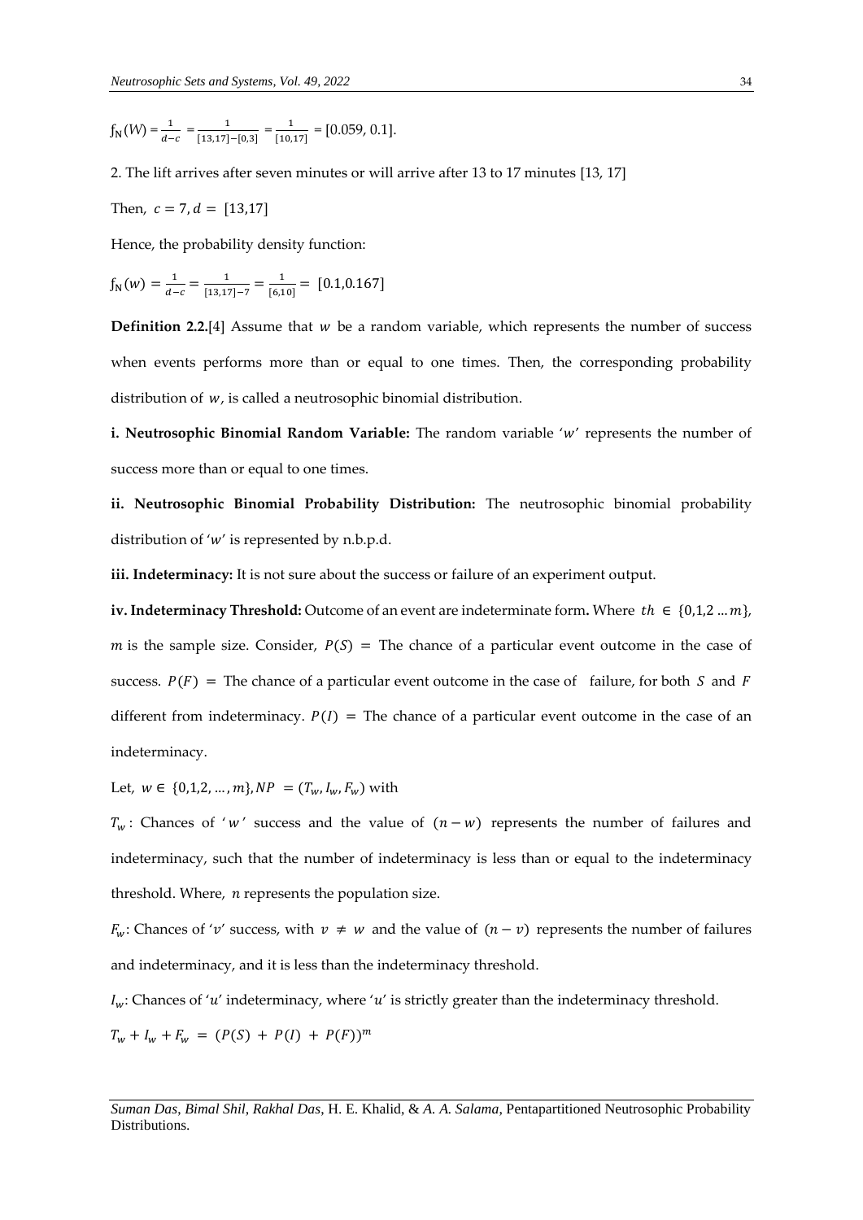$f_N(W) = \frac{1}{d-c} = \frac{1}{[13,17]-[0,3]} = \frac{1}{[10,17]} = [0.059, 0.1]$.

2. The lift arrives after seven minutes or will arrive after 13 to 17 minutes [13, 17]

Then, $c = 7, d = [13,17]$

Hence, the probability density function:

$f_N(w) = \frac{1}{d-c} = \frac{1}{[13,17]-7} = \frac{1}{[6,10]} = [0.1, 0.167]$

**Definition 2.2.**[4] Assume that $w$ be a random variable, which represents the number of success when events performs more than or equal to one times. Then, the corresponding probability distribution of $w$, is called a neutrosophic binomial distribution.

**i. Neutrosophic Binomial Random Variable:** The random variable '$w$' represents the number of success more than or equal to one times.

**ii. Neutrosophic Binomial Probability Distribution:** The neutrosophic binomial probability distribution of '$w$' is represented by n.b.p.d.

**iii. Indeterminacy:** It is not sure about the success or failure of an experiment output.

**iv. Indeterminacy Threshold:** Outcome of an event are indeterminate form**.** Where $th \in \{0,1,2 \ldots m\}$, $m$ is the sample size. Consider, $P(S)$ = The chance of a particular event outcome in the case of success. $P(F)$ = The chance of a particular event outcome in the case of failure, for both $S$ and $F$ different from indeterminacy. $P(I)$ = The chance of a particular event outcome in the case of an indeterminacy.

Let, $w \in \{0,1,2, \ldots, m\}, NP = (T_w, I_w, F_w)$ with

$T_w$: Chances of '$w$' success and the value of $(n-w)$ represents the number of failures and indeterminacy, such that the number of indeterminacy is less than or equal to the indeterminacy threshold. Where, $n$ represents the population size.

$F_w$: Chances of '$v$' success, with $v \neq w$ and the value of $(n-v)$ represents the number of failures and indeterminacy, and it is less than the indeterminacy threshold.

$I_w$: Chances of '$u$' indeterminacy, where '$u$' is strictly greater than the indeterminacy threshold.

$T_w + I_w + F_w = (P(S) + P(I) + P(F))^m$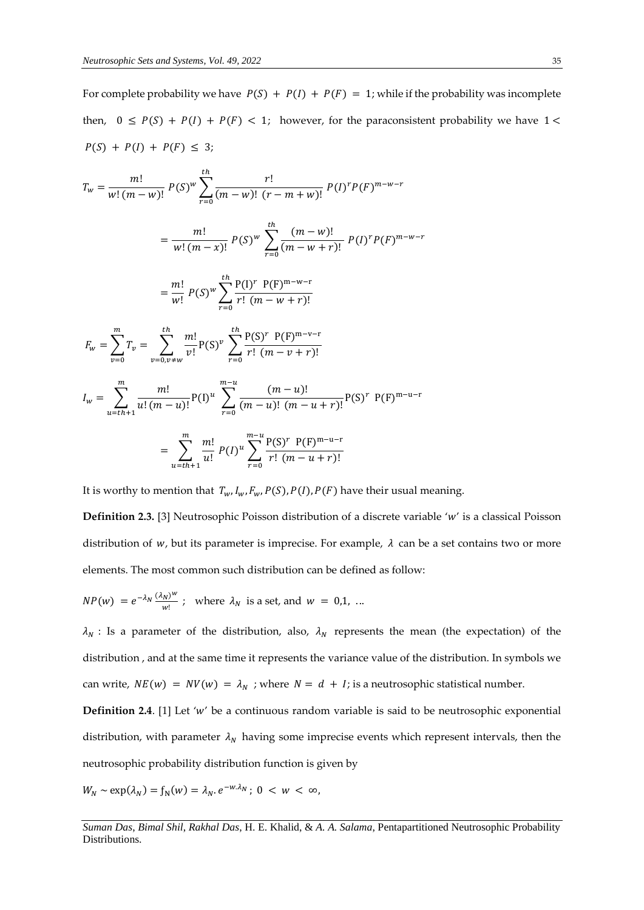For complete probability we have $P(S) + P(I) + P(F) = 1$; while if the probability was incomplete then, $0 \leq P(S) + P(I) + P(F) < 1$; however, for the paraconsistent probability we have $1 < P(S) + P(I) + P(F) \leq 3$;

$$T_w = \frac{m!}{w!\,(m-w)!}\,P(S)^w \sum_{r=0}^{th} \frac{r!}{(m-w)!\;(r-m+w)!}\,P(I)^r P(F)^{m-w-r}$$

$$= \frac{m!}{w!\,(m-x)!}\,P(S)^w \sum_{r=0}^{th} \frac{(m-w)!}{(m-w+r)!}\,P(I)^r P(F)^{m-w-r}$$

$$= \frac{m!}{w!}\,P(S)^w \sum_{r=0}^{th} \frac{\mathrm{P(I)}^r\;\;\mathrm{P(F)}^{\mathrm{m-w-r}}}{r!\;(m-w+r)!}$$

$$F_w = \sum_{v=0}^{m} T_v = \sum_{v=0, v\neq w}^{th} \frac{m!}{v!}\mathrm{P(S)}^v \sum_{r=0}^{th} \frac{\mathrm{P(S)}^r\;\;\mathrm{P(F)}^{\mathrm{m-v-r}}}{r!\;(m-v+r)!}$$

$$I_w = \sum_{u=th+1}^{m} \frac{m!}{u!\,(m-u)!}\mathrm{P(I)}^u \sum_{r=0}^{m-u} \frac{(m-u)!}{(m-u)!\;(m-u+r)!}\mathrm{P(S)}^r\;\;\mathrm{P(F)}^{\mathrm{m-u-r}}$$

$$= \sum_{u=th+1}^{m} \frac{m!}{u!}\,P(I)^u \sum_{r=0}^{m-u} \frac{\mathrm{P(S)}^r\;\;\mathrm{P(F)}^{\mathrm{m-u-r}}}{r!\;(m-u+r)!}$$

It is worthy to mention that $T_w, I_w, F_w, P(S), P(I), P(F)$ have their usual meaning.

**Definition 2.3.** [3] Neutrosophic Poisson distribution of a discrete variable '$w$' is a classical Poisson distribution of $w$, but its parameter is imprecise. For example, $\lambda$ can be a set contains two or more elements. The most common such distribution can be defined as follow:

$NP(w) = e^{-\lambda_N} \frac{(\lambda_N)^w}{w!}$ ; where $\lambda_N$ is a set, and $w = 0,1, \ldots$

$\lambda_N$ : Is a parameter of the distribution, also, $\lambda_N$ represents the mean (the expectation) of the distribution , and at the same time it represents the variance value of the distribution. In symbols we can write, $NE(w) = NV(w) = \lambda_N$ ; where $N = d + I$; is a neutrosophic statistical number.

**Definition 2.4**. [1] Let '$w$' be a continuous random variable is said to be neutrosophic exponential distribution, with parameter $\lambda_N$ having some imprecise events which represent intervals, then the neutrosophic probability distribution function is given by

$W_N \sim \exp(\lambda_N) = \mathrm{f_N}(w) = \lambda_N . e^{-w.\lambda_N}$ ; $0 < w < \infty$,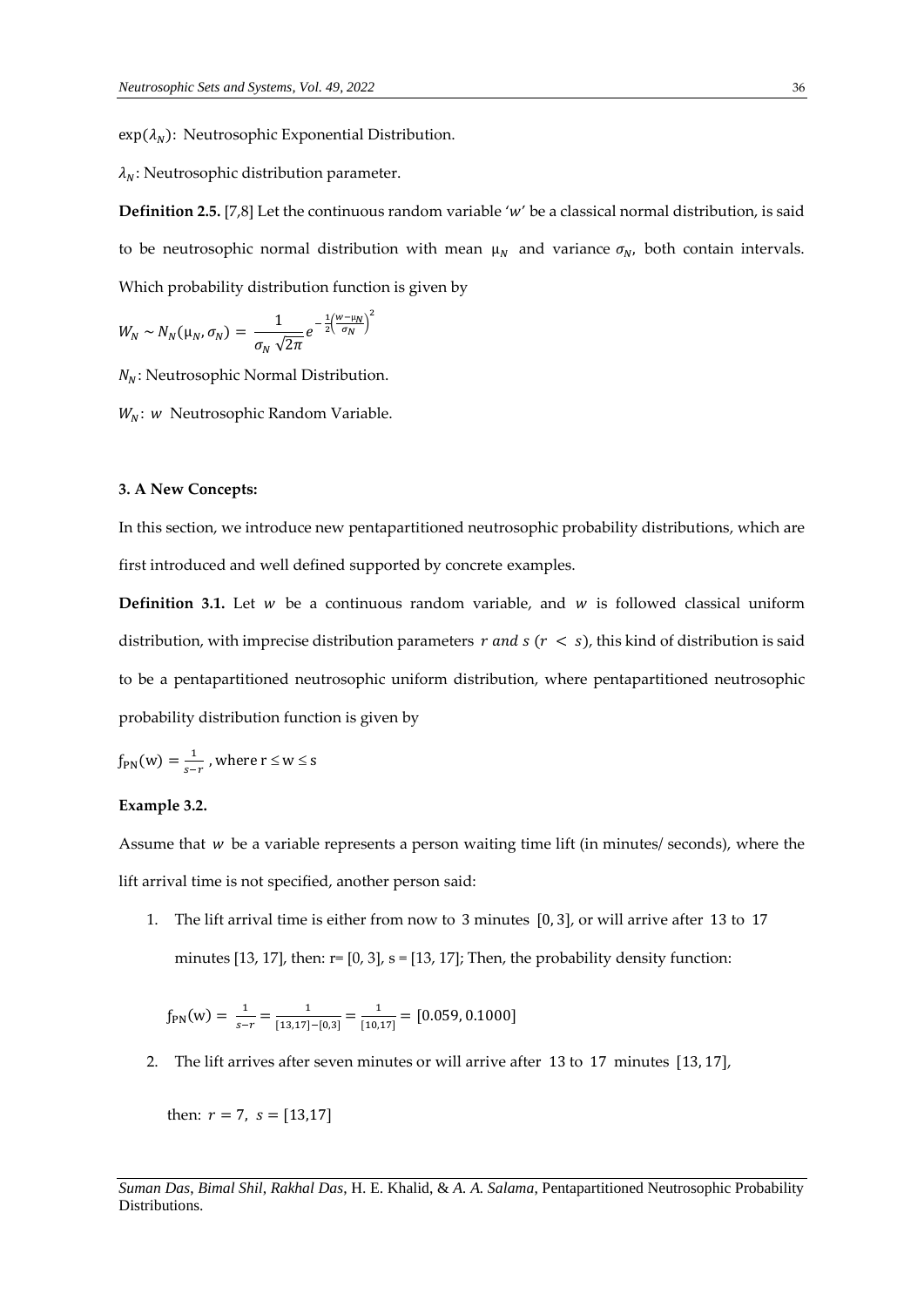$\exp(\lambda_N)$: Neutrosophic Exponential Distribution.

$\lambda_N$: Neutrosophic distribution parameter.

**Definition 2.5.** [7,8] Let the continuous random variable '$w$' be a classical normal distribution, is said to be neutrosophic normal distribution with mean $\mu_N$ and variance $\sigma_N$, both contain intervals. Which probability distribution function is given by

$$W_N \sim N_N(\mu_N, \sigma_N) = \frac{1}{\sigma_N \sqrt{2\pi}} e^{-\frac{1}{2}\left(\frac{w-\mu_N}{\sigma_N}\right)^2}$$

$N_N$: Neutrosophic Normal Distribution.

$W_N$: $w$ Neutrosophic Random Variable.

### 3. A New Concepts:

In this section, we introduce new pentapartitioned neutrosophic probability distributions, which are first introduced and well defined supported by concrete examples.

**Definition 3.1.** Let $w$ be a continuous random variable, and $w$ is followed classical uniform distribution, with imprecise distribution parameters $r$ *and* $s$ $(r < s)$, this kind of distribution is said to be a pentapartitioned neutrosophic uniform distribution, where pentapartitioned neutrosophic probability distribution function is given by

$$f_{PN}(w) = \frac{1}{s-r}, \text{ where } r \leq w \leq s$$

**Example 3.2.**

Assume that $w$ be a variable represents a person waiting time lift (in minutes/ seconds), where the lift arrival time is not specified, another person said:

1. The lift arrival time is either from now to 3 minutes $[0, 3]$, or will arrive after 13 to 17 minutes [13, 17], then: r= [0, 3], s = [13, 17]; Then, the probability density function:

   $$f_{PN}(w) = \frac{1}{s-r} = \frac{1}{[13,17]-[0,3]} = \frac{1}{[10,17]} = [0.059, 0.1000]$$

2. The lift arrives after seven minutes or will arrive after 13 to 17 minutes $[13, 17]$,

   then: $r = 7$, $s = [13,17]$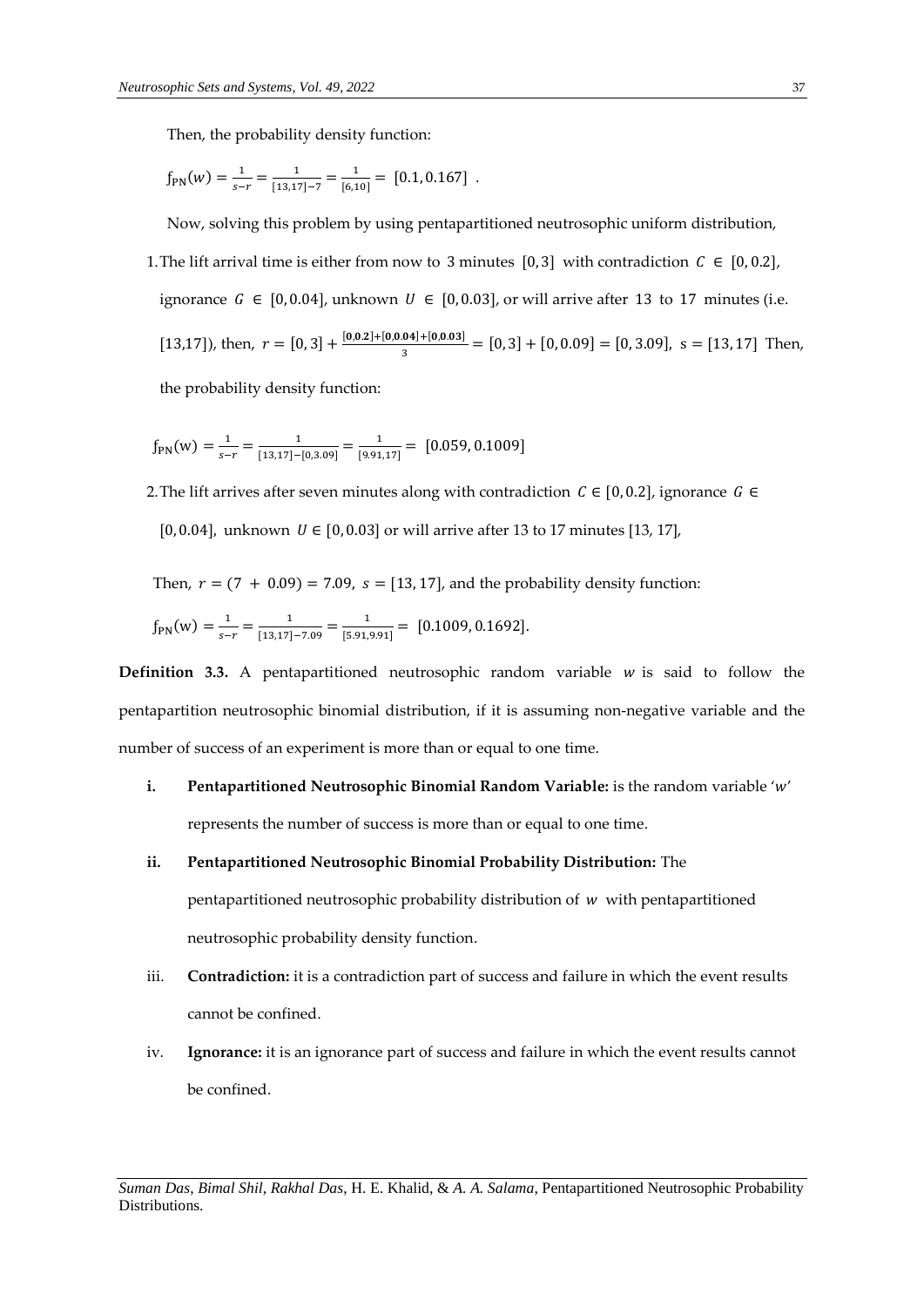Then, the probability density function:

$$f_{PN}(w) = \frac{1}{s-r} = \frac{1}{[13,17]-7} = \frac{1}{[6,10]} = [0.1, 0.167] .$$

Now, solving this problem by using pentapartitioned neutrosophic uniform distribution,

1. The lift arrival time is either from now to 3 minutes $[0,3]$ with contradiction $C \in [0, 0.2]$, ignorance $G \in [0, 0.04]$, unknown $U \in [0, 0.03]$, or will arrive after 13 to 17 minutes (i.e. [13,17]), then, $r = [0,3] + \frac{[\mathbf{0,0.2}]+[\mathbf{0,0.04}]+[\mathbf{0,0.03}]}{3} = [0,3] + [0, 0.09] = [0, 3.09]$, $s = [13,17]$ Then, the probability density function:

$$f_{PN}(w) = \frac{1}{s-r} = \frac{1}{[13,17]-[0,3.09]} = \frac{1}{[9.91,17]} = [0.059, 0.1009]$$

2. The lift arrives after seven minutes along with contradiction $C \in [0, 0.2]$, ignorance $G \in [0, 0.04]$, unknown $U \in [0, 0.03]$ or will arrive after 13 to 17 minutes [13, 17],

Then, $r = (7 + 0.09) = 7.09$, $s = [13, 17]$, and the probability density function:

$$f_{PN}(w) = \frac{1}{s-r} = \frac{1}{[13,17]-7.09} = \frac{1}{[5.91,9.91]} = [0.1009, 0.1692].$$

**Definition 3.3.** A pentapartitioned neutrosophic random variable $w$ is said to follow the pentapartition neutrosophic binomial distribution, if it is assuming non-negative variable and the number of success of an experiment is more than or equal to one time.

i. **Pentapartitioned Neutrosophic Binomial Random Variable:** is the random variable '$w$' represents the number of success is more than or equal to one time.

ii. **Pentapartitioned Neutrosophic Binomial Probability Distribution:** The pentapartitioned neutrosophic probability distribution of $w$ with pentapartitioned neutrosophic probability density function.

iii. **Contradiction:** it is a contradiction part of success and failure in which the event results cannot be confined.

iv. **Ignorance:** it is an ignorance part of success and failure in which the event results cannot be confined.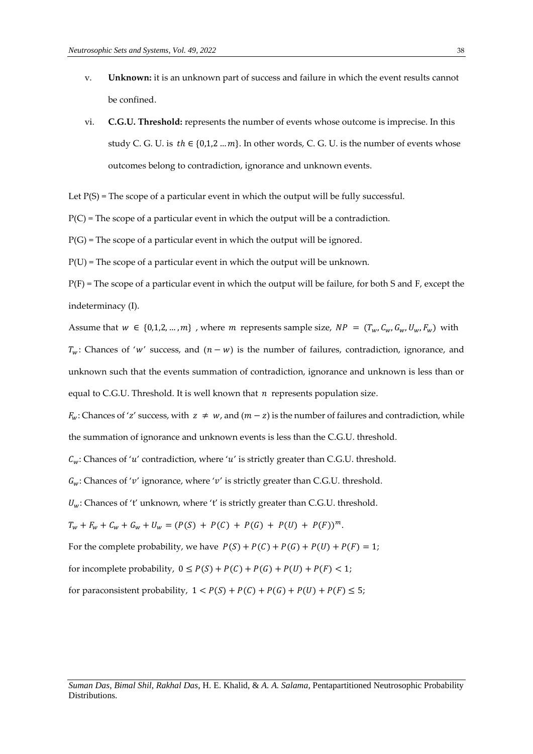v. **Unknown:** it is an unknown part of success and failure in which the event results cannot be confined.

vi. **C.G.U. Threshold:** represents the number of events whose outcome is imprecise. In this study C. G. U. is $th \in \{0,1,2 \ldots m\}$. In other words, C. G. U. is the number of events whose outcomes belong to contradiction, ignorance and unknown events.

Let P(S) = The scope of a particular event in which the output will be fully successful.

P(C) = The scope of a particular event in which the output will be a contradiction.

P(G) = The scope of a particular event in which the output will be ignored.

P(U) = The scope of a particular event in which the output will be unknown.

P(F) = The scope of a particular event in which the output will be failure, for both S and F, except the indeterminacy (I).

Assume that $w \in \{0,1,2,\ldots,m\}$ , where $m$ represents sample size, $NP = (T_w, C_w, G_w, U_w, F_w)$ with

$T_w$: Chances of '$w$' success, and $(n-w)$ is the number of failures, contradiction, ignorance, and unknown such that the events summation of contradiction, ignorance and unknown is less than or equal to C.G.U. Threshold. It is well known that $n$ represents population size.

$F_w$: Chances of '$z$' success, with $z \neq w$, and $(m-z)$ is the number of failures and contradiction, while the summation of ignorance and unknown events is less than the C.G.U. threshold.

$C_w$: Chances of '$u$' contradiction, where '$u$' is strictly greater than C.G.U. threshold.

$G_w$: Chances of '$v$' ignorance, where '$v$' is strictly greater than C.G.U. threshold.

$U_w$: Chances of 't' unknown, where 't' is strictly greater than C.G.U. threshold.

$T_w + F_w + C_w + G_w + U_w = (P(S) + P(C) + P(G) + P(U) + P(F))^m$.

For the complete probability, we have $P(S) + P(C) + P(G) + P(U) + P(F) = 1$;

for incomplete probability, $0 \leq P(S) + P(C) + P(G) + P(U) + P(F) < 1$;

for paraconsistent probability, $1 < P(S) + P(C) + P(G) + P(U) + P(F) \leq 5$;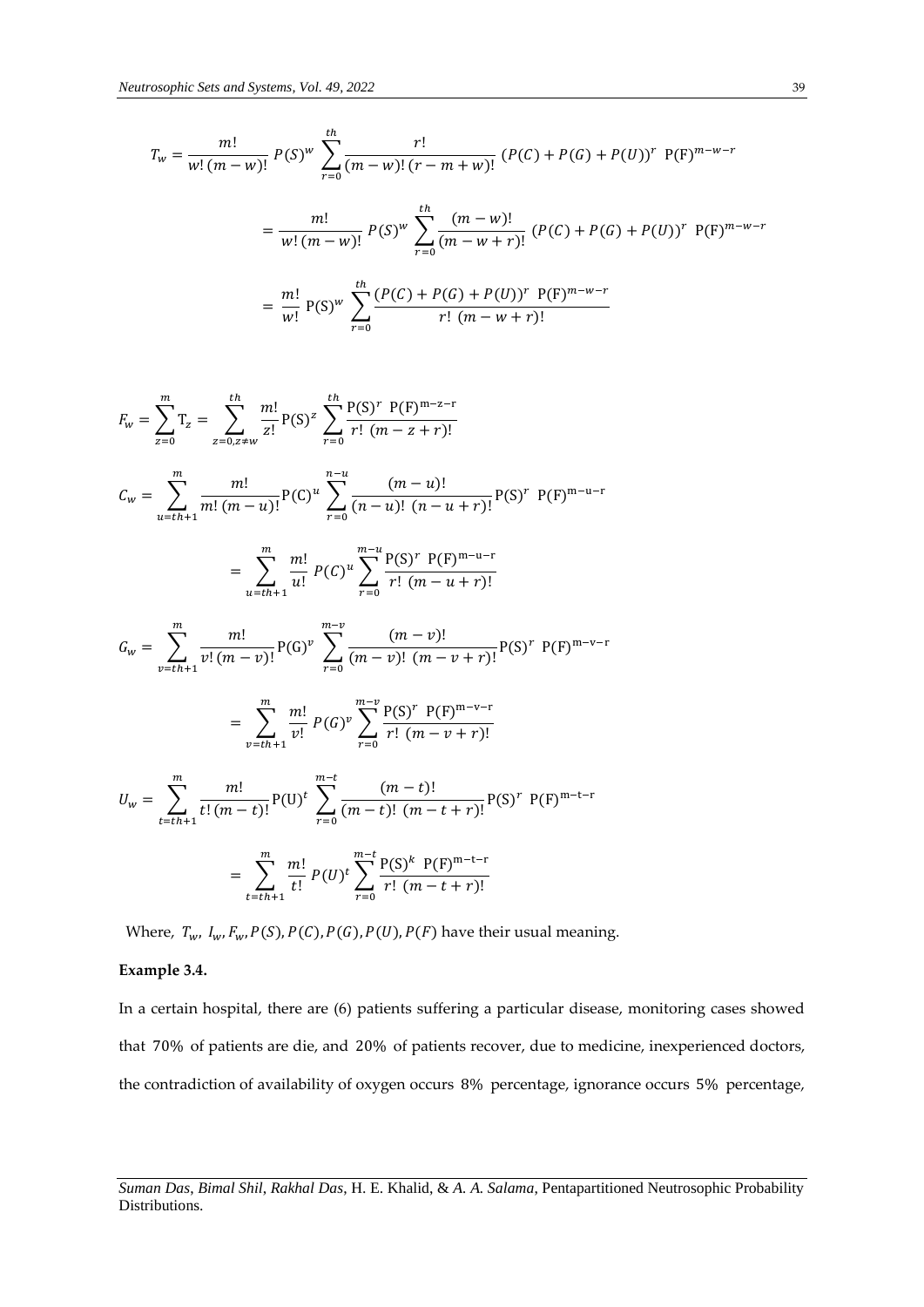$$T_w = \frac{m!}{w!\,(m-w)!}\,P(S)^w \sum_{r=0}^{th} \frac{r!}{(m-w)!\,(r-m+w)!}\,(P(C)+P(G)+P(U))^r\ \mathrm{P(F)}^{m-w-r}$$

$$= \frac{m!}{w!\,(m-w)!}\,P(S)^w \sum_{r=0}^{th} \frac{(m-w)!}{(m-w+r)!}\,(P(C)+P(G)+P(U))^r\ \mathrm{P(F)}^{m-w-r}$$

$$= \frac{m!}{w!}\ \mathrm{P(S)}^w \sum_{r=0}^{th} \frac{(P(C)+P(G)+P(U))^r\ \mathrm{P(F)}^{m-w-r}}{r!\ (m-w+r)!}$$

$$F_w = \sum_{z=0}^{m} \mathrm{T}_z = \sum_{z=0, z\neq w}^{th} \frac{m!}{z!}\mathrm{P(S)}^z \sum_{r=0}^{th} \frac{\mathrm{P(S)}^r\ \mathrm{P(F)}^{\mathrm{m-z-r}}}{r!\ (m-z+r)!}$$

$$C_w = \sum_{u=th+1}^{m} \frac{m!}{m!\,(m-u)!}\mathrm{P(C)}^u \sum_{r=0}^{n-u} \frac{(m-u)!}{(n-u)!\ (n-u+r)!}\mathrm{P(S)}^r\ \mathrm{P(F)}^{\mathrm{m-u-r}}$$

$$= \sum_{u=th+1}^{m} \frac{m!}{u!}\,P(C)^u \sum_{r=0}^{m-u} \frac{\mathrm{P(S)}^r\ \mathrm{P(F)}^{\mathrm{m-u-r}}}{r!\ (m-u+r)!}$$

$$G_w = \sum_{v=th+1}^{m} \frac{m!}{v!\,(m-v)!}\mathrm{P(G)}^v \sum_{r=0}^{m-v} \frac{(m-v)!}{(m-v)!\ (m-v+r)!}\mathrm{P(S)}^r\ \mathrm{P(F)}^{\mathrm{m-v-r}}$$

$$= \sum_{v=th+1}^{m} \frac{m!}{v!}\,P(G)^v \sum_{r=0}^{m-v} \frac{\mathrm{P(S)}^r\ \mathrm{P(F)}^{\mathrm{m-v-r}}}{r!\ (m-v+r)!}$$

$$U_w = \sum_{t=th+1}^{m} \frac{m!}{t!\,(m-t)!}\mathrm{P(U)}^t \sum_{r=0}^{m-t} \frac{(m-t)!}{(m-t)!\ (m-t+r)!}\mathrm{P(S)}^r\ \mathrm{P(F)}^{\mathrm{m-t-r}}$$

$$= \sum_{t=th+1}^{m} \frac{m!}{t!}\,P(U)^t \sum_{r=0}^{m-t} \frac{\mathrm{P(S)}^k\ \mathrm{P(F)}^{\mathrm{m-t-r}}}{r!\ (m-t+r)!}$$

Where, $T_w$, $I_w, F_w, P(S), P(C), P(G), P(U), P(F)$ have their usual meaning.

**Example 3.4.**

In a certain hospital, there are (6) patients suffering a particular disease, monitoring cases showed that 70% of patients are die, and 20% of patients recover, due to medicine, inexperienced doctors, the contradiction of availability of oxygen occurs 8% percentage, ignorance occurs 5% percentage,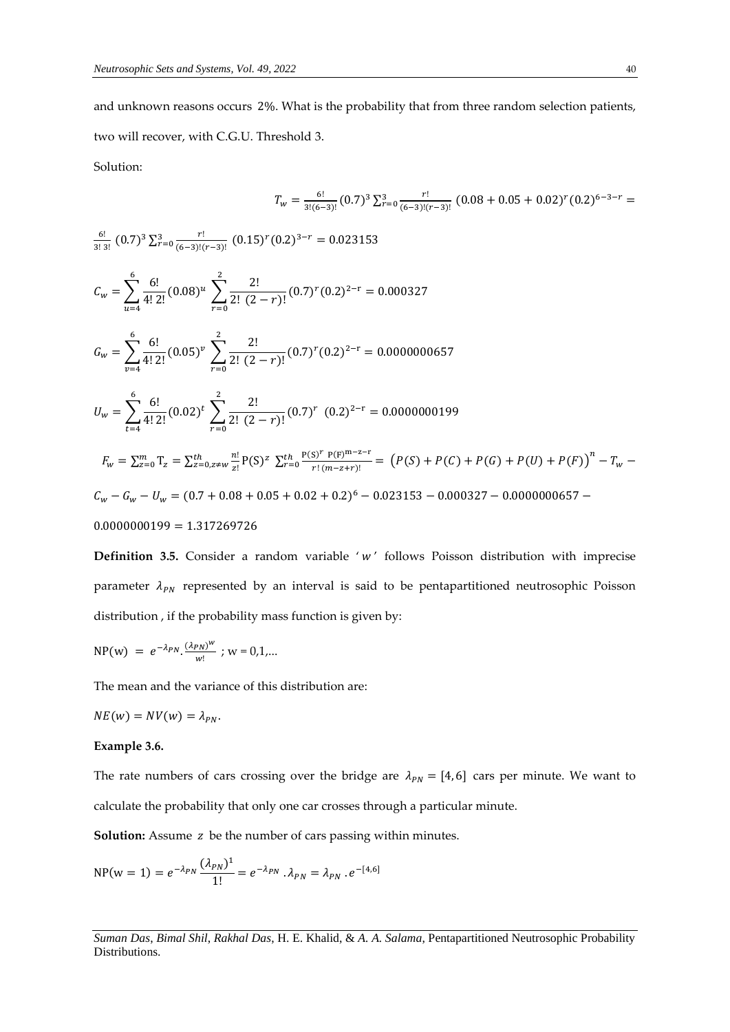and unknown reasons occurs 2%. What is the probability that from three random selection patients, two will recover, with C.G.U. Threshold 3.

Solution:

$$T_w = \frac{6!}{3!(6-3)!}(0.7)^3 \sum_{r=0}^{3} \frac{r!}{(6-3)!(r-3)!}(0.08+0.05+0.02)^r (0.2)^{6-3-r} =$$

$$\frac{6!}{3!\,3!}(0.7)^3 \sum_{r=0}^{3} \frac{r!}{(6-3)!(r-3)!}(0.15)^r (0.2)^{3-r} = 0.023153$$

$$C_w = \sum_{u=4}^{6} \frac{6!}{4!\,2!}(0.08)^u \sum_{r=0}^{2} \frac{2!}{2!\,(2-r)!}(0.7)^r (0.2)^{2-r} = 0.000327$$

$$G_w = \sum_{v=4}^{6} \frac{6!}{4!\,2!}(0.05)^v \sum_{r=0}^{2} \frac{2!}{2!\,(2-r)!}(0.7)^r (0.2)^{2-r} = 0.0000000657$$

$$U_w = \sum_{t=4}^{6} \frac{6!}{4!\,2!}(0.02)^t \sum_{r=0}^{2} \frac{2!}{2!\,(2-r)!}(0.7)^r (0.2)^{2-r} = 0.0000000199$$

$$F_w = \sum_{z=0}^{m} T_z = \sum_{z=0, z\neq w}^{th} \frac{n!}{z!} P(S)^z \sum_{r=0}^{th} \frac{P(S)^r \, P(F)^{m-z-r}}{r!\,(m-z+r)!} = \left(P(S)+P(C)+P(G)+P(U)+P(F)\right)^n - T_w -$$

$$C_w - G_w - U_w = (0.7+0.08+0.05+0.02+0.2)^6 - 0.023153 - 0.000327 - 0.0000000657 -$$

$$0.0000000199 = 1.317269726$$

**Definition 3.5.** Consider a random variable '$w$' follows Poisson distribution with imprecise parameter $\lambda_{PN}$ represented by an interval is said to be pentapartitioned neutrosophic Poisson distribution , if the probability mass function is given by:

$$\text{NP}(w) = e^{-\lambda_{PN}} . \frac{(\lambda_{PN})^w}{w!} \ ; \ w = 0,1,...$$

The mean and the variance of this distribution are:

$$NE(w) = NV(w) = \lambda_{PN}.$$

**Example 3.6.**

The rate numbers of cars crossing over the bridge are $\lambda_{PN} = [4,6]$ cars per minute. We want to calculate the probability that only one car crosses through a particular minute.

**Solution:** Assume $z$ be the number of cars passing within minutes.

$$\text{NP}(w = 1) = e^{-\lambda_{PN}} \frac{(\lambda_{PN})^1}{1!} = e^{-\lambda_{PN}} . \lambda_{PN} = \lambda_{PN} . e^{-[4,6]}$$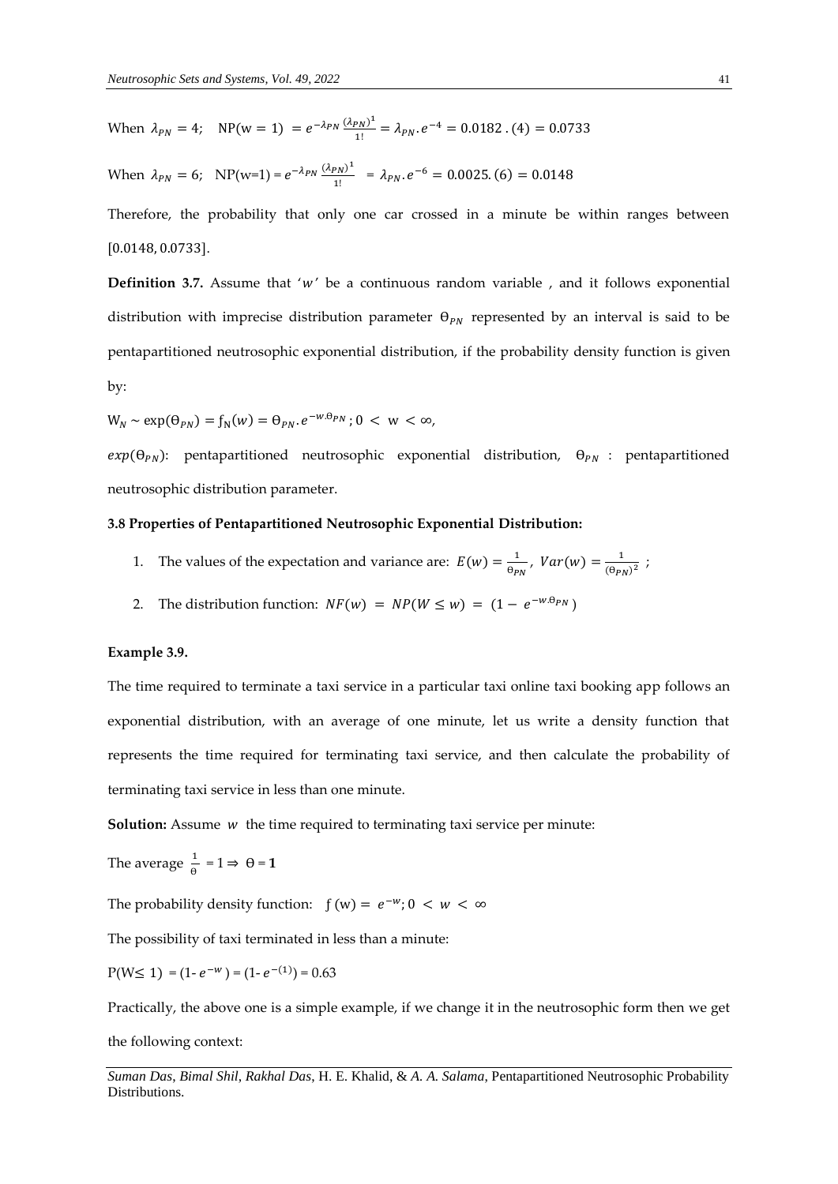When $\lambda_{PN} = 4$; $\mathrm{NP}(\mathrm{w} = 1) = e^{-\lambda_{PN}} \frac{(\lambda_{PN})^1}{1!} = \lambda_{PN}.e^{-4} = 0.0182 .(4) = 0.0733$

When $\lambda_{PN} = 6$; $\mathrm{NP}(\mathrm{w}=1) = e^{-\lambda_{PN}} \frac{(\lambda_{PN})^1}{1!} = \lambda_{PN}.e^{-6} = 0.0025.(6) = 0.0148$

Therefore, the probability that only one car crossed in a minute be within ranges between $[0.0148, 0.0733]$.

**Definition 3.7.** Assume that '$w$' be a continuous random variable , and it follows exponential distribution with imprecise distribution parameter $\Theta_{PN}$ represented by an interval is said to be pentapartitioned neutrosophic exponential distribution, if the probability density function is given by:

$W_N \sim \exp(\Theta_{PN}) = f_N(w) = \Theta_{PN}.e^{-w.\Theta_{PN}}; 0 < w < \infty$,

$exp(\Theta_{PN})$: pentapartitioned neutrosophic exponential distribution, $\Theta_{PN}$ : pentapartitioned neutrosophic distribution parameter.

**3.8 Properties of Pentapartitioned Neutrosophic Exponential Distribution:**

1. The values of the expectation and variance are: $E(w) = \frac{1}{\Theta_{PN}}$, $Var(w) = \frac{1}{(\Theta_{PN})^2}$ ;
2. The distribution function: $NF(w) = NP(W \leq w) = (1 - e^{-w.\Theta_{PN}})$

**Example 3.9.**

The time required to terminate a taxi service in a particular taxi online taxi booking app follows an exponential distribution, with an average of one minute, let us write a density function that represents the time required for terminating taxi service, and then calculate the probability of terminating taxi service in less than one minute.

**Solution:** Assume $w$ the time required to terminating taxi service per minute:

The average $\frac{1}{\Theta} = 1 \Rightarrow \Theta = \mathbf{1}$

The probability density function: $f(w) = e^{-w}; 0 < w < \infty$

The possibility of taxi terminated in less than a minute:

$P(W \leq 1) = (1- e^{-w}) = (1- e^{-(1)}) = 0.63$

Practically, the above one is a simple example, if we change it in the neutrosophic form then we get the following context: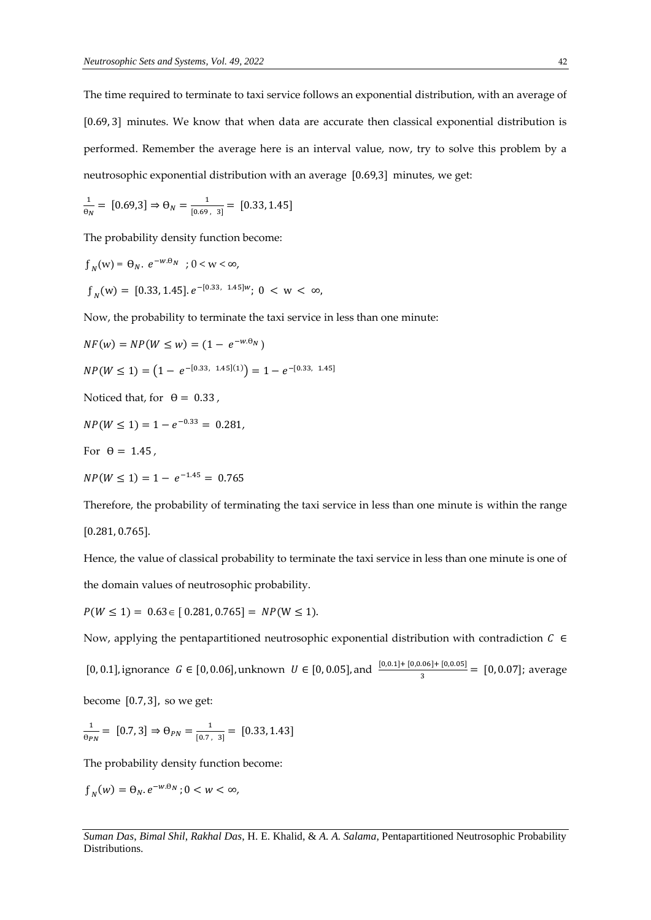The time required to terminate to taxi service follows an exponential distribution, with an average of $[0.69, 3]$ minutes. We know that when data are accurate then classical exponential distribution is performed. Remember the average here is an interval value, now, try to solve this problem by a neutrosophic exponential distribution with an average $[0.69,3]$ minutes, we get:

$$\frac{1}{\Theta_N} = [0.69,3] \Rightarrow \Theta_N = \frac{1}{[0.69\,,\ 3]} = [0.33, 1.45]$$

The probability density function become:

$$f_N(\mathrm{w}) = \Theta_N .\ e^{-w.\Theta_N}\ \ ; 0 < \mathrm{w} < \infty,$$

$$f_N(\mathrm{w}) = [0.33, 1.45].\, e^{-[0.33,\ 1.45]w};\ 0 < \mathrm{w} < \infty,$$

Now, the probability to terminate the taxi service in less than one minute:

$$NF(w) = NP(W \leq w) = (1 - e^{-w.\Theta_N})$$

$$NP(W \leq 1) = \left(1 - e^{-[0.33,\ 1.45](1)}\right) = 1 - e^{-[0.33,\ 1.45]}$$

Noticed that, for $\Theta = 0.33$,

$$NP(W \leq 1) = 1 - e^{-0.33} = 0.281,$$

For $\Theta = 1.45$,

$$NP(W \leq 1) = 1 - e^{-1.45} = 0.765$$

Therefore, the probability of terminating the taxi service in less than one minute is within the range $[0.281, 0.765]$.

Hence, the value of classical probability to terminate the taxi service in less than one minute is one of the domain values of neutrosophic probability.

$$P(W \leq 1) = 0.63 \in [0.281, 0.765] = NP(\mathrm{W} \leq 1).$$

Now, applying the pentapartitioned neutrosophic exponential distribution with contradiction $C \in [0, 0.1]$, ignorance $G \in [0, 0.06]$, unknown $U \in [0, 0.05]$, and $\frac{[0,0.1]+[0,0.06]+[0,0.05]}{3} = [0, 0.07]$; average become $[0.7, 3]$, so we get:

$$\frac{1}{\Theta_{PN}} = [0.7, 3] \Rightarrow \Theta_{PN} = \frac{1}{[0.7\,,\ 3]} = [0.33, 1.43]$$

The probability density function become:

$$f_N(w) = \Theta_N . e^{-w.\Theta_N}\,; 0 < w < \infty,$$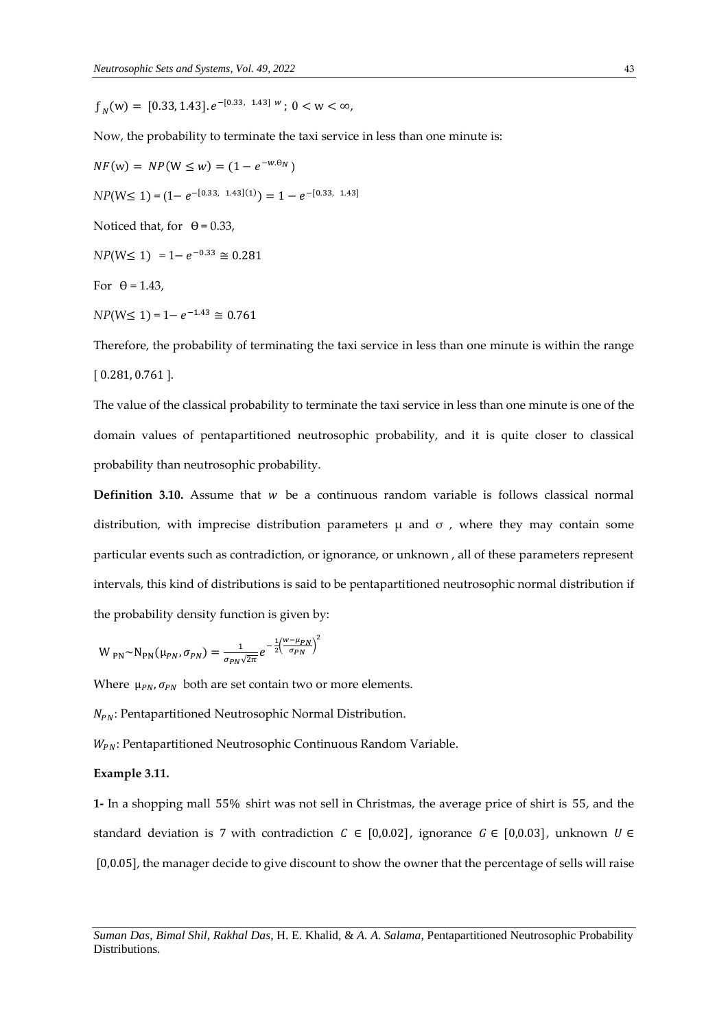$$f_N(\mathrm{w}) = [0.33, 1.43].e^{-[0.33,\ 1.43]\ w};\ 0 < \mathrm{w} < \infty,$$

Now, the probability to terminate the taxi service in less than one minute is:

$$NF(\mathrm{w}) = NP(\mathrm{W} \le w) = (1 - e^{-w.\theta_N})$$

$$NP(\mathrm{W} \le 1) = (1 - e^{-[0.33,\ 1.43](1)}) = 1 - e^{-[0.33,\ 1.43]}$$

Noticed that, for $\theta = 0.33$,

$$NP(\mathrm{W} \le 1) = 1 - e^{-0.33} \cong 0.281$$

For $\theta = 1.43$,

$$NP(\mathrm{W} \le 1) = 1 - e^{-1.43} \cong 0.761$$

Therefore, the probability of terminating the taxi service in less than one minute is within the range [ 0.281, 0.761 ].

The value of the classical probability to terminate the taxi service in less than one minute is one of the domain values of pentapartitioned neutrosophic probability, and it is quite closer to classical probability than neutrosophic probability.

**Definition 3.10.** Assume that $w$ be a continuous random variable is follows classical normal distribution, with imprecise distribution parameters $\mu$ and $\sigma$ , where they may contain some particular events such as contradiction, or ignorance, or unknown , all of these parameters represent intervals, this kind of distributions is said to be pentapartitioned neutrosophic normal distribution if the probability density function is given by:

$$\mathrm{W}_{\mathrm{PN}} \sim \mathrm{N}_{\mathrm{PN}}(\mu_{PN}, \sigma_{PN}) = \frac{1}{\sigma_{PN}\sqrt{2\pi}} e^{-\frac{1}{2}\left(\frac{w-\mu_{PN}}{\sigma_{PN}}\right)^2}$$

Where $\mu_{PN}, \sigma_{PN}$ both are set contain two or more elements.

$N_{PN}$: Pentapartitioned Neutrosophic Normal Distribution.

$W_{PN}$: Pentapartitioned Neutrosophic Continuous Random Variable.

**Example 3.11.**

**1-** In a shopping mall 55% shirt was not sell in Christmas, the average price of shirt is 55, and the standard deviation is 7 with contradiction $C \in [0,0.02]$, ignorance $G \in [0,0.03]$, unknown $U \in [0,0.05]$, the manager decide to give discount to show the owner that the percentage of sells will raise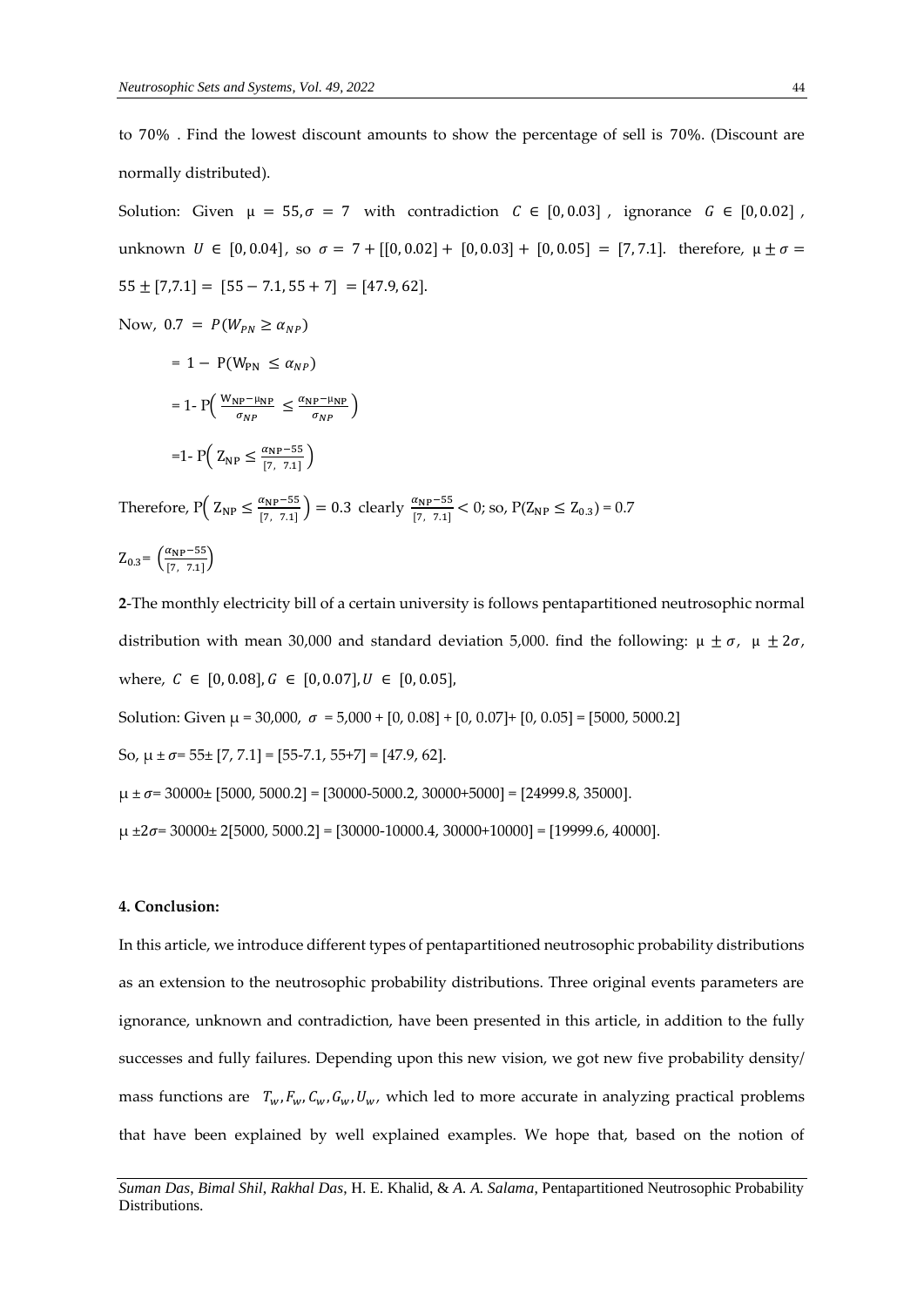to 70% . Find the lowest discount amounts to show the percentage of sell is 70%. (Discount are normally distributed).

Solution: Given $\mu = 55, \sigma = 7$ with contradiction $C \in [0, 0.03]$, ignorance $G \in [0, 0.02]$, unknown $U \in [0, 0.04]$, so $\sigma = 7 + [[0, 0.02] + [0, 0.03] + [0, 0.05] = [7, 7.1]$. therefore, $\mu \pm \sigma = 55 \pm [7, 7.1] = [55 - 7.1, 55 + 7] = [47.9, 62]$.

Now, $0.7 = P(W_{PN} \geq \alpha_{NP})$

$$= 1 - P(W_{PN} \leq \alpha_{NP})$$

$$= 1 - P\left( \frac{W_{NP} - \mu_{NP}}{\sigma_{NP}} \leq \frac{\alpha_{NP} - \mu_{NP}}{\sigma_{NP}} \right)$$

$$= 1 - P\left( Z_{NP} \leq \frac{\alpha_{NP} - 55}{[7,\ 7.1]} \right)$$

Therefore, $P\left( Z_{NP} \leq \frac{\alpha_{NP} - 55}{[7,\ 7.1]} \right) = 0.3$ clearly $\frac{\alpha_{NP} - 55}{[7,\ 7.1]} < 0$; so, $P(Z_{NP} \leq Z_{0.3}) = 0.7$

$Z_{0.3} = \left( \frac{\alpha_{NP} - 55}{[7,\ 7.1]} \right)$

**2**-The monthly electricity bill of a certain university is follows pentapartitioned neutrosophic normal distribution with mean 30,000 and standard deviation 5,000. find the following: $\mu \pm \sigma$, $\mu \pm 2\sigma$, where, $C \in [0, 0.08], G \in [0, 0.07], U \in [0, 0.05]$,

Solution: Given $\mu = 30{,}000$, $\sigma = 5{,}000 + [0, 0.08] + [0, 0.07] + [0, 0.05] = [5000, 5000.2]$

So, $\mu \pm \sigma = 55 \pm [7, 7.1] = [55-7.1, 55+7] = [47.9, 62]$.

$\mu \pm \sigma = 30000 \pm [5000, 5000.2] = [30000-5000.2, 30000+5000] = [24999.8, 35000]$.

$\mu \pm 2\sigma = 30000 \pm 2[5000, 5000.2] = [30000-10000.4, 30000+10000] = [19999.6, 40000]$.

#### 4. Conclusion:

In this article, we introduce different types of pentapartitioned neutrosophic probability distributions as an extension to the neutrosophic probability distributions. Three original events parameters are ignorance, unknown and contradiction, have been presented in this article, in addition to the fully successes and fully failures. Depending upon this new vision, we got new five probability density/ mass functions are $T_w, F_w, C_w, G_w, U_w$, which led to more accurate in analyzing practical problems that have been explained by well explained examples. We hope that, based on the notion of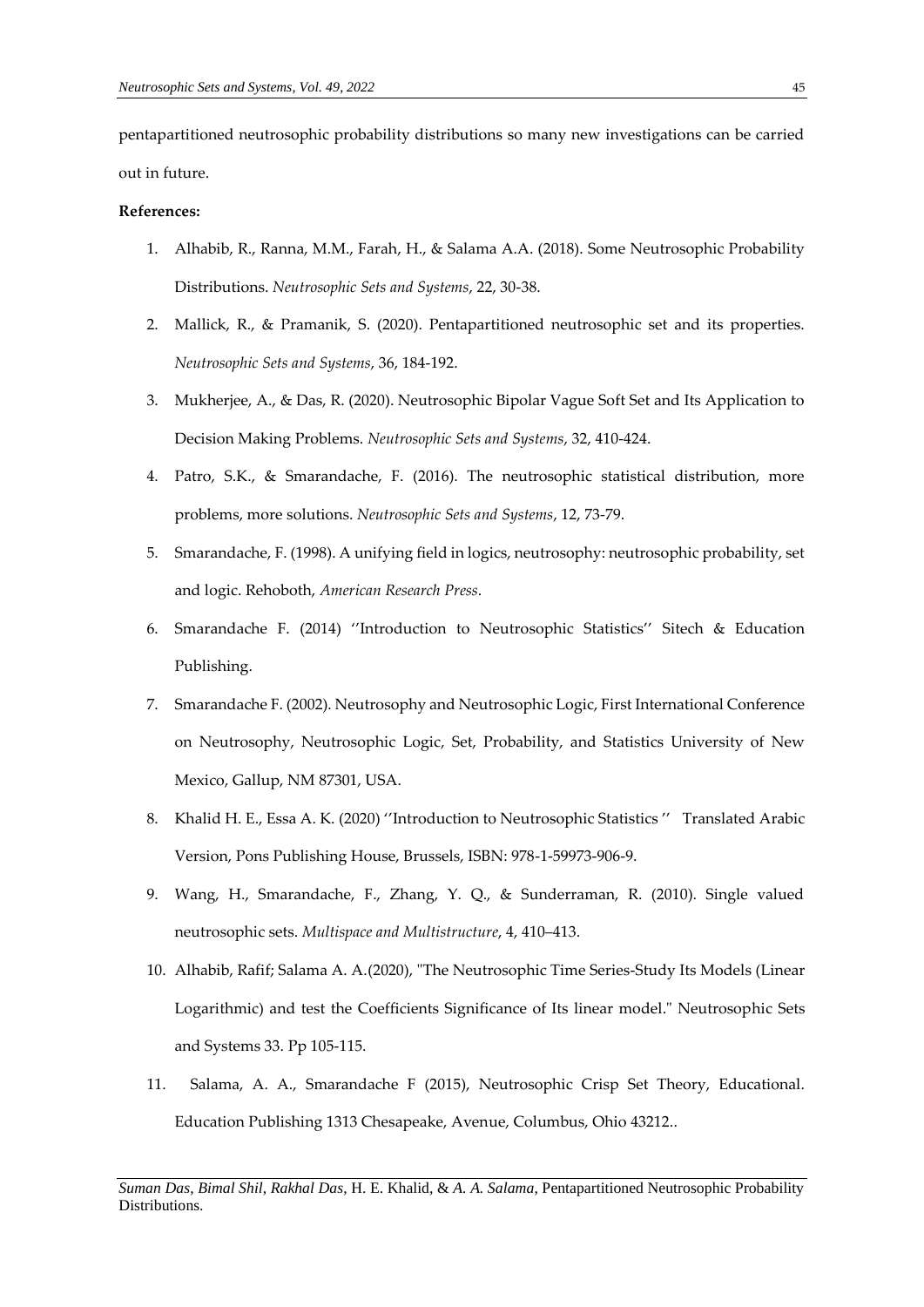pentapartitioned neutrosophic probability distributions so many new investigations can be carried out in future.

**References:**

1. Alhabib, R., Ranna, M.M., Farah, H., & Salama A.A. (2018). Some Neutrosophic Probability Distributions. *Neutrosophic Sets and Systems*, 22, 30-38.
2. Mallick, R., & Pramanik, S. (2020). Pentapartitioned neutrosophic set and its properties. *Neutrosophic Sets and Systems*, 36, 184-192.
3. Mukherjee, A., & Das, R. (2020). Neutrosophic Bipolar Vague Soft Set and Its Application to Decision Making Problems. *Neutrosophic Sets and Systems*, 32, 410-424.
4. Patro, S.K., & Smarandache, F. (2016). The neutrosophic statistical distribution, more problems, more solutions. *Neutrosophic Sets and Systems*, 12, 73-79.
5. Smarandache, F. (1998). A unifying field in logics, neutrosophy: neutrosophic probability, set and logic. Rehoboth, *American Research Press*.
6. Smarandache F. (2014) ''Introduction to Neutrosophic Statistics'' Sitech & Education Publishing.
7. Smarandache F. (2002). Neutrosophy and Neutrosophic Logic, First International Conference on Neutrosophy, Neutrosophic Logic, Set, Probability, and Statistics University of New Mexico, Gallup, NM 87301, USA.
8. Khalid H. E., Essa A. K. (2020) ''Introduction to Neutrosophic Statistics '' Translated Arabic Version, Pons Publishing House, Brussels, ISBN: 978-1-59973-906-9.
9. Wang, H., Smarandache, F., Zhang, Y. Q., & Sunderraman, R. (2010). Single valued neutrosophic sets. *Multispace and Multistructure*, 4, 410–413.
10. Alhabib, Rafif; Salama A. A.(2020), "The Neutrosophic Time Series-Study Its Models (Linear Logarithmic) and test the Coefficients Significance of Its linear model." Neutrosophic Sets and Systems 33. Pp 105-115.
11. Salama, A. A., Smarandache F (2015), Neutrosophic Crisp Set Theory, Educational. Education Publishing 1313 Chesapeake, Avenue, Columbus, Ohio 43212..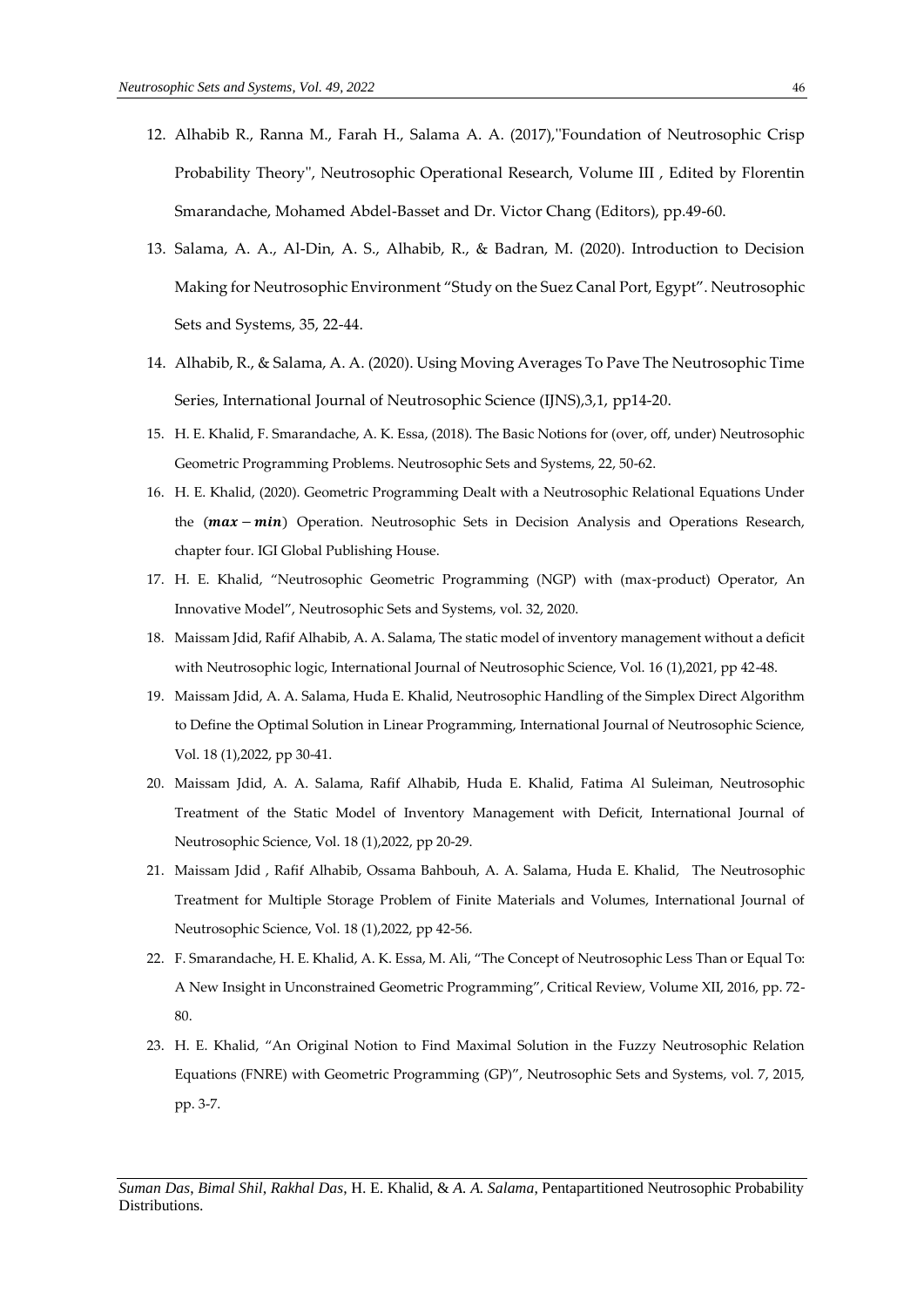12. Alhabib R., Ranna M., Farah H., Salama A. A. (2017),"Foundation of Neutrosophic Crisp Probability Theory", Neutrosophic Operational Research, Volume III , Edited by Florentin Smarandache, Mohamed Abdel-Basset and Dr. Victor Chang (Editors), pp.49-60.
13. Salama, A. A., Al-Din, A. S., Alhabib, R., & Badran, M. (2020). Introduction to Decision Making for Neutrosophic Environment "Study on the Suez Canal Port, Egypt". Neutrosophic Sets and Systems, 35, 22-44.
14. Alhabib, R., & Salama, A. A. (2020). Using Moving Averages To Pave The Neutrosophic Time Series, International Journal of Neutrosophic Science (IJNS),3,1, pp14-20.
15. H. E. Khalid, F. Smarandache, A. K. Essa, (2018). The Basic Notions for (over, off, under) Neutrosophic Geometric Programming Problems. Neutrosophic Sets and Systems, 22, 50-62.
16. H. E. Khalid, (2020). Geometric Programming Dealt with a Neutrosophic Relational Equations Under the ($\boldsymbol{max}-\boldsymbol{min}$) Operation. Neutrosophic Sets in Decision Analysis and Operations Research, chapter four. IGI Global Publishing House.
17. H. E. Khalid, "Neutrosophic Geometric Programming (NGP) with (max-product) Operator, An Innovative Model", Neutrosophic Sets and Systems, vol. 32, 2020.
18. Maissam Jdid, Rafif Alhabib, A. A. Salama, The static model of inventory management without a deficit with Neutrosophic logic, International Journal of Neutrosophic Science, Vol. 16 (1),2021, pp 42-48.
19. Maissam Jdid, A. A. Salama, Huda E. Khalid, Neutrosophic Handling of the Simplex Direct Algorithm to Define the Optimal Solution in Linear Programming, International Journal of Neutrosophic Science, Vol. 18 (1),2022, pp 30-41.
20. Maissam Jdid, A. A. Salama, Rafif Alhabib, Huda E. Khalid, Fatima Al Suleiman, Neutrosophic Treatment of the Static Model of Inventory Management with Deficit, International Journal of Neutrosophic Science, Vol. 18 (1),2022, pp 20-29.
21. Maissam Jdid , Rafif Alhabib, Ossama Bahbouh, A. A. Salama, Huda E. Khalid, The Neutrosophic Treatment for Multiple Storage Problem of Finite Materials and Volumes, International Journal of Neutrosophic Science, Vol. 18 (1),2022, pp 42-56.
22. F. Smarandache, H. E. Khalid, A. K. Essa, M. Ali, "The Concept of Neutrosophic Less Than or Equal To: A New Insight in Unconstrained Geometric Programming", Critical Review, Volume XII, 2016, pp. 72-80.
23. H. E. Khalid, "An Original Notion to Find Maximal Solution in the Fuzzy Neutrosophic Relation Equations (FNRE) with Geometric Programming (GP)", Neutrosophic Sets and Systems, vol. 7, 2015, pp. 3-7.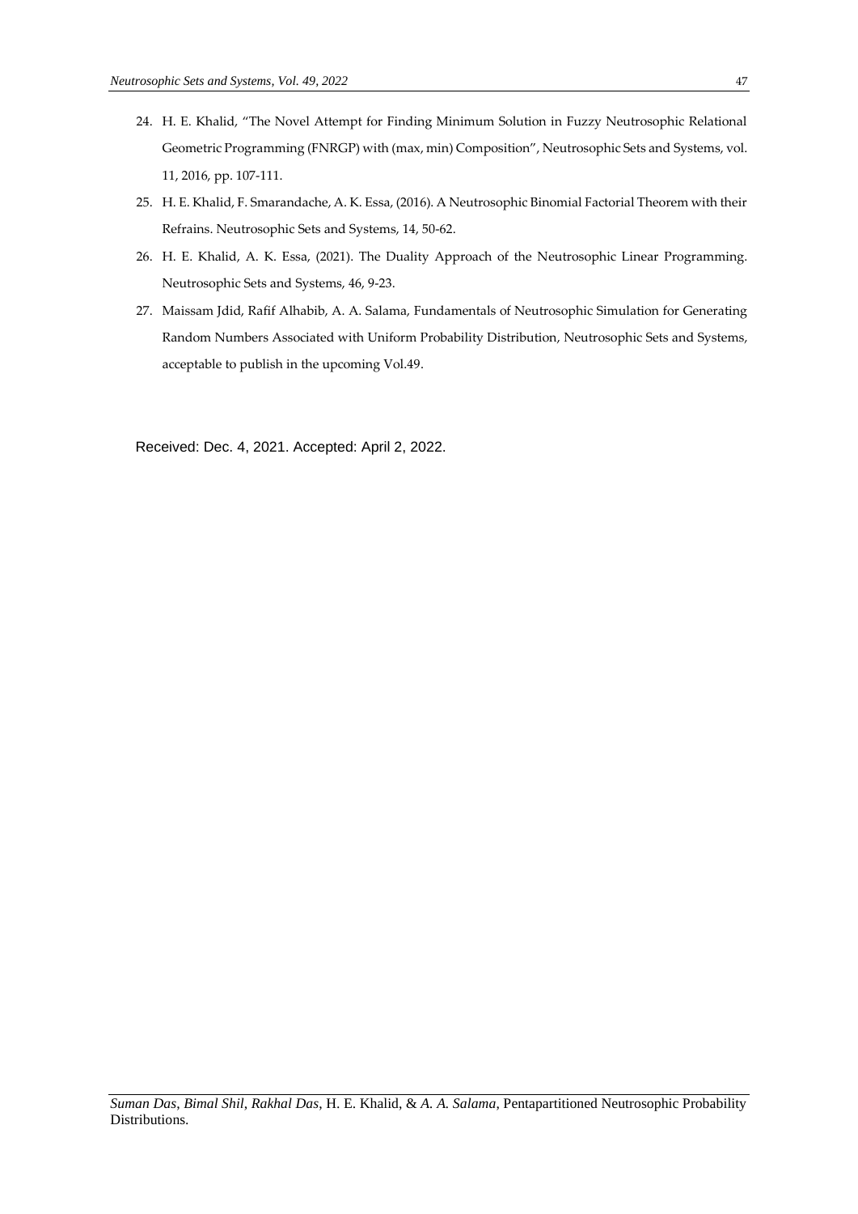24. H. E. Khalid, "The Novel Attempt for Finding Minimum Solution in Fuzzy Neutrosophic Relational Geometric Programming (FNRGP) with (max, min) Composition", Neutrosophic Sets and Systems, vol. 11, 2016, pp. 107-111.
25. H. E. Khalid, F. Smarandache, A. K. Essa, (2016). A Neutrosophic Binomial Factorial Theorem with their Refrains. Neutrosophic Sets and Systems, 14, 50-62.
26. H. E. Khalid, A. K. Essa, (2021). The Duality Approach of the Neutrosophic Linear Programming. Neutrosophic Sets and Systems, 46, 9-23.
27. Maissam Jdid, Rafif Alhabib, A. A. Salama, Fundamentals of Neutrosophic Simulation for Generating Random Numbers Associated with Uniform Probability Distribution, Neutrosophic Sets and Systems, acceptable to publish in the upcoming Vol.49.

Received: Dec. 4, 2021. Accepted: April 2, 2022.